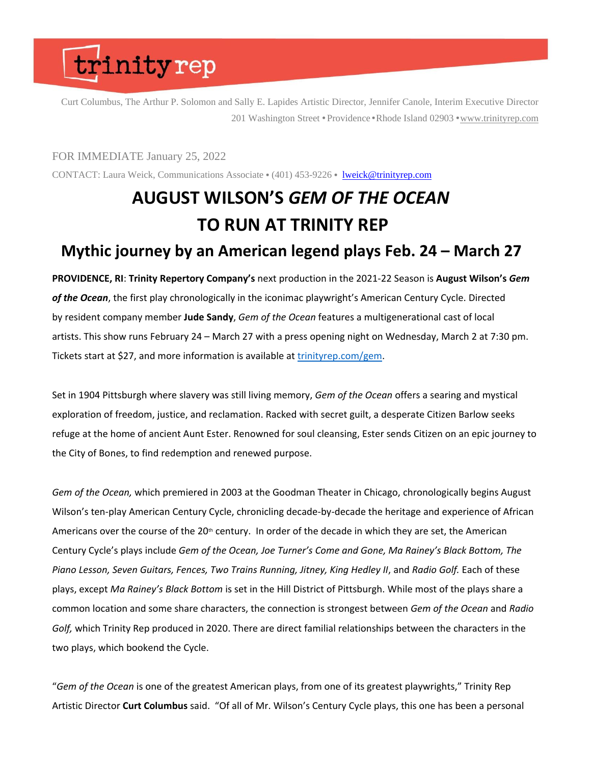trinity rep

Curt Columbus, The Arthur P. Solomon and Sally E. Lapides Artistic Director, Jennifer Canole, Interim Executive Director
201 Washington Street • Providence • Rhode Island 02903 • www.trinityrep.com

FOR IMMEDIATE January 25, 2022

CONTACT: Laura Weick, Communications Associate • (401) 453-9226 • lweick@trinityrep.com

# AUGUST WILSON'S *GEM OF THE OCEAN* TO RUN AT TRINITY REP

## Mythic journey by an American legend plays Feb. 24 – March 27

**PROVIDENCE, RI**: **Trinity Repertory Company's** next production in the 2021-22 Season is **August Wilson's *Gem of the Ocean***, the first play chronologically in the iconimac playwright's American Century Cycle. Directed by resident company member **Jude Sandy**, *Gem of the Ocean* features a multigenerational cast of local artists. This show runs February 24 – March 27 with a press opening night on Wednesday, March 2 at 7:30 pm. Tickets start at $27, and more information is available at trinityrep.com/gem.

Set in 1904 Pittsburgh where slavery was still living memory, *Gem of the Ocean* offers a searing and mystical exploration of freedom, justice, and reclamation. Racked with secret guilt, a desperate Citizen Barlow seeks refuge at the home of ancient Aunt Ester. Renowned for soul cleansing, Ester sends Citizen on an epic journey to the City of Bones, to find redemption and renewed purpose.

*Gem of the Ocean,* which premiered in 2003 at the Goodman Theater in Chicago, chronologically begins August Wilson's ten-play American Century Cycle, chronicling decade-by-decade the heritage and experience of African Americans over the course of the 20th century. In order of the decade in which they are set, the American Century Cycle's plays include *Gem of the Ocean, Joe Turner's Come and Gone, Ma Rainey's Black Bottom, The Piano Lesson, Seven Guitars, Fences, Two Trains Running, Jitney, King Hedley II*, and *Radio Golf.* Each of these plays, except *Ma Rainey's Black Bottom* is set in the Hill District of Pittsburgh. While most of the plays share a common location and some share characters, the connection is strongest between *Gem of the Ocean* and *Radio Golf,* which Trinity Rep produced in 2020. There are direct familial relationships between the characters in the two plays, which bookend the Cycle.

"*Gem of the Ocean* is one of the greatest American plays, from one of its greatest playwrights," Trinity Rep Artistic Director **Curt Columbus** said. "Of all of Mr. Wilson's Century Cycle plays, this one has been a personal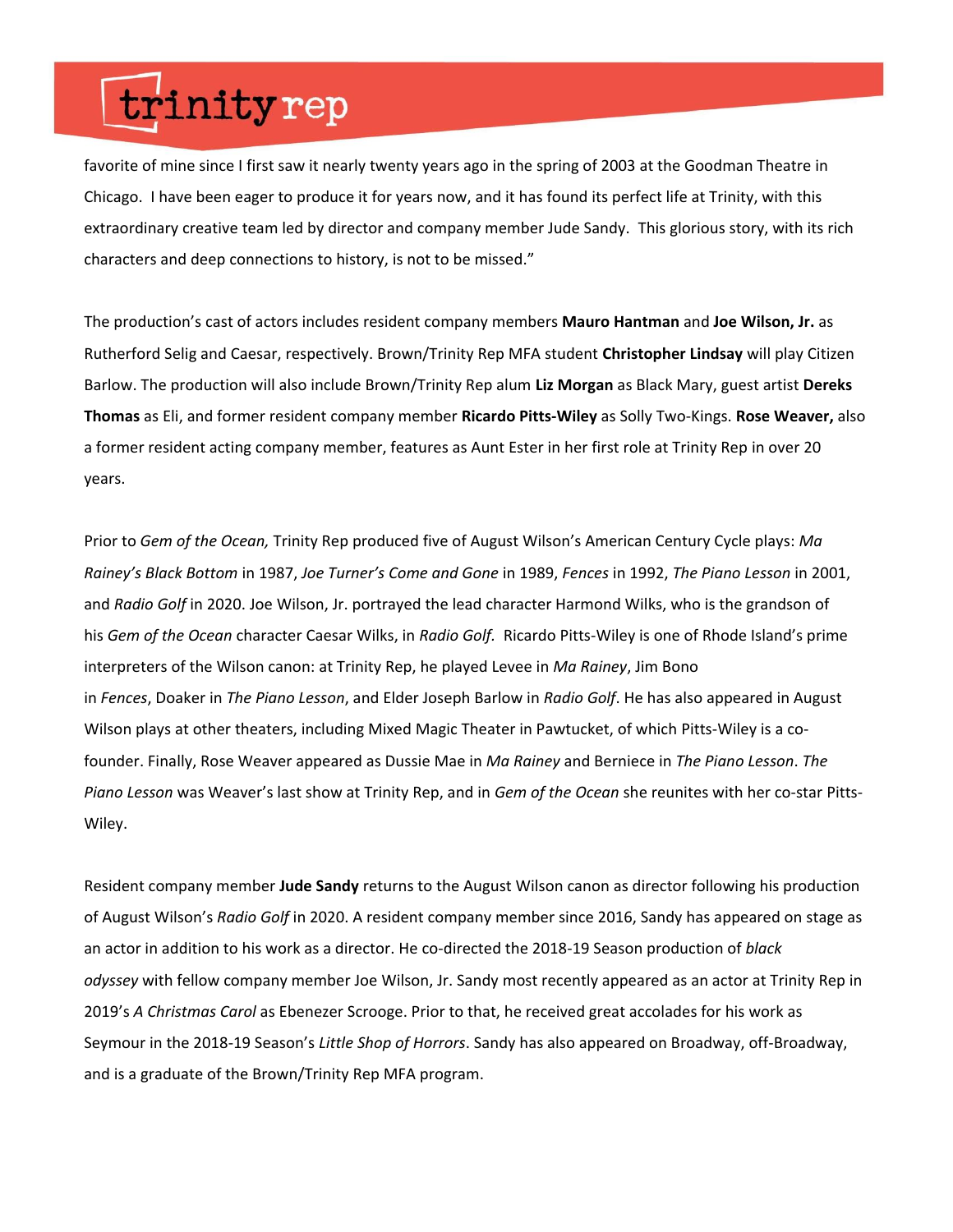favorite of mine since I first saw it nearly twenty years ago in the spring of 2003 at the Goodman Theatre in Chicago. I have been eager to produce it for years now, and it has found its perfect life at Trinity, with this extraordinary creative team led by director and company member Jude Sandy. This glorious story, with its rich characters and deep connections to history, is not to be missed."

The production's cast of actors includes resident company members **Mauro Hantman** and **Joe Wilson, Jr.** as Rutherford Selig and Caesar, respectively. Brown/Trinity Rep MFA student **Christopher Lindsay** will play Citizen Barlow. The production will also include Brown/Trinity Rep alum **Liz Morgan** as Black Mary, guest artist **Dereks Thomas** as Eli, and former resident company member **Ricardo Pitts-Wiley** as Solly Two-Kings. **Rose Weaver,** also a former resident acting company member, features as Aunt Ester in her first role at Trinity Rep in over 20 years.

Prior to *Gem of the Ocean,* Trinity Rep produced five of August Wilson's American Century Cycle plays: *Ma Rainey's Black Bottom* in 1987, *Joe Turner's Come and Gone* in 1989, *Fences* in 1992, *The Piano Lesson* in 2001, and *Radio Golf* in 2020. Joe Wilson, Jr. portrayed the lead character Harmond Wilks, who is the grandson of his *Gem of the Ocean* character Caesar Wilks, in *Radio Golf.* Ricardo Pitts-Wiley is one of Rhode Island's prime interpreters of the Wilson canon: at Trinity Rep, he played Levee in *Ma Rainey*, Jim Bono in *Fences*, Doaker in *The Piano Lesson*, and Elder Joseph Barlow in *Radio Golf*. He has also appeared in August Wilson plays at other theaters, including Mixed Magic Theater in Pawtucket, of which Pitts-Wiley is a co-founder. Finally, Rose Weaver appeared as Dussie Mae in *Ma Rainey* and Berniece in *The Piano Lesson*. *The Piano Lesson* was Weaver's last show at Trinity Rep, and in *Gem of the Ocean* she reunites with her co-star Pitts-Wiley.

Resident company member **Jude Sandy** returns to the August Wilson canon as director following his production of August Wilson's *Radio Golf* in 2020. A resident company member since 2016, Sandy has appeared on stage as an actor in addition to his work as a director. He co-directed the 2018-19 Season production of *black odyssey* with fellow company member Joe Wilson, Jr. Sandy most recently appeared as an actor at Trinity Rep in 2019's *A Christmas Carol* as Ebenezer Scrooge. Prior to that, he received great accolades for his work as Seymour in the 2018-19 Season's *Little Shop of Horrors*. Sandy has also appeared on Broadway, off-Broadway, and is a graduate of the Brown/Trinity Rep MFA program.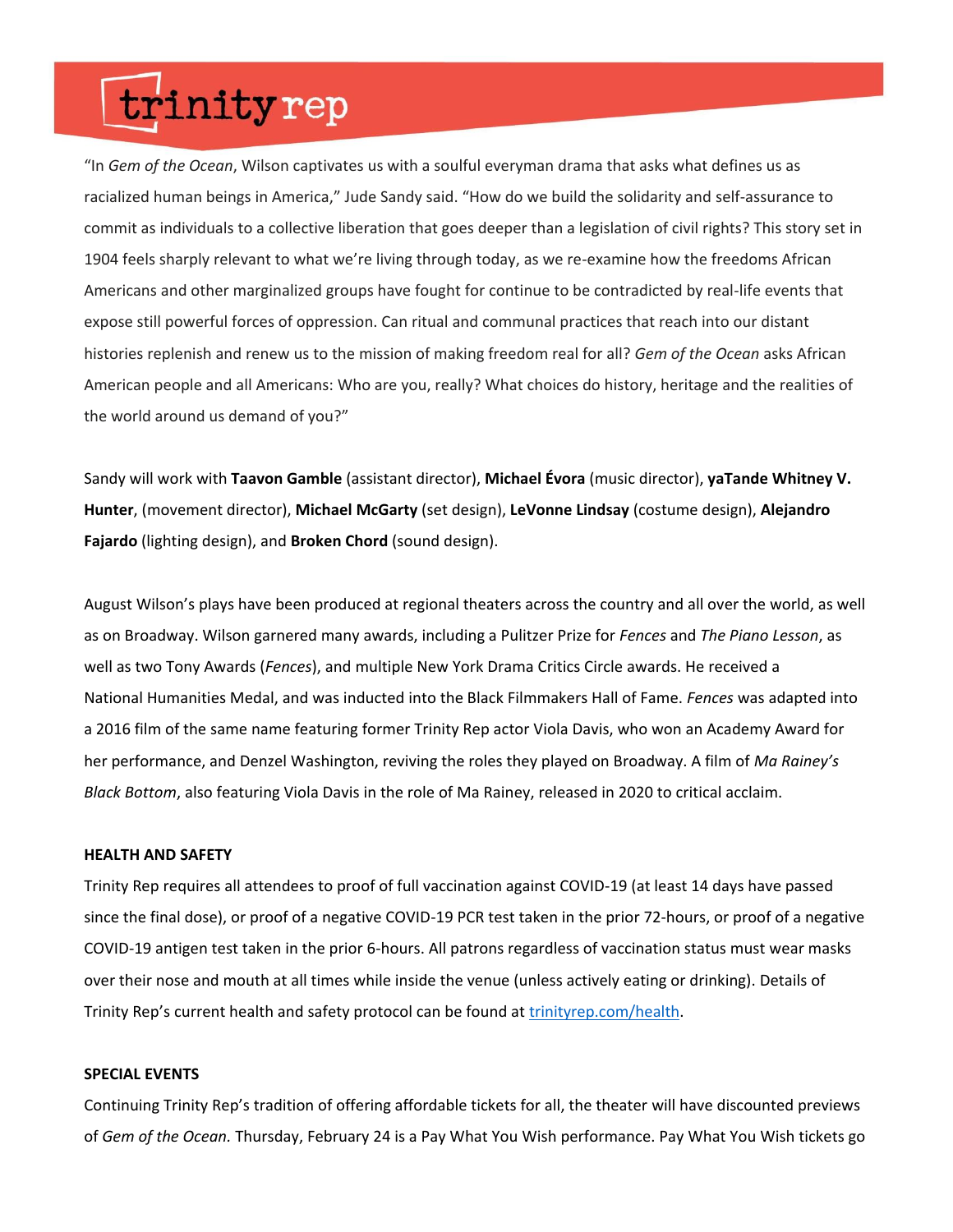"In *Gem of the Ocean*, Wilson captivates us with a soulful everyman drama that asks what defines us as racialized human beings in America," Jude Sandy said. "How do we build the solidarity and self-assurance to commit as individuals to a collective liberation that goes deeper than a legislation of civil rights? This story set in 1904 feels sharply relevant to what we're living through today, as we re-examine how the freedoms African Americans and other marginalized groups have fought for continue to be contradicted by real-life events that expose still powerful forces of oppression. Can ritual and communal practices that reach into our distant histories replenish and renew us to the mission of making freedom real for all? *Gem of the Ocean* asks African American people and all Americans: Who are you, really? What choices do history, heritage and the realities of the world around us demand of you?"

Sandy will work with **Taavon Gamble** (assistant director), **Michael Évora** (music director), **yaTande Whitney V. Hunter**, (movement director), **Michael McGarty** (set design), **LeVonne Lindsay** (costume design), **Alejandro Fajardo** (lighting design), and **Broken Chord** (sound design).

August Wilson's plays have been produced at regional theaters across the country and all over the world, as well as on Broadway. Wilson garnered many awards, including a Pulitzer Prize for *Fences* and *The Piano Lesson*, as well as two Tony Awards (*Fences*), and multiple New York Drama Critics Circle awards. He received a National Humanities Medal, and was inducted into the Black Filmmakers Hall of Fame. *Fences* was adapted into a 2016 film of the same name featuring former Trinity Rep actor Viola Davis, who won an Academy Award for her performance, and Denzel Washington, reviving the roles they played on Broadway. A film of *Ma Rainey's Black Bottom*, also featuring Viola Davis in the role of Ma Rainey, released in 2020 to critical acclaim.

**HEALTH AND SAFETY**

Trinity Rep requires all attendees to proof of full vaccination against COVID-19 (at least 14 days have passed since the final dose), or proof of a negative COVID-19 PCR test taken in the prior 72-hours, or proof of a negative COVID-19 antigen test taken in the prior 6-hours. All patrons regardless of vaccination status must wear masks over their nose and mouth at all times while inside the venue (unless actively eating or drinking). Details of Trinity Rep's current health and safety protocol can be found at [trinityrep.com/health](trinityrep.com/health).

**SPECIAL EVENTS**

Continuing Trinity Rep's tradition of offering affordable tickets for all, the theater will have discounted previews of *Gem of the Ocean.* Thursday, February 24 is a Pay What You Wish performance. Pay What You Wish tickets go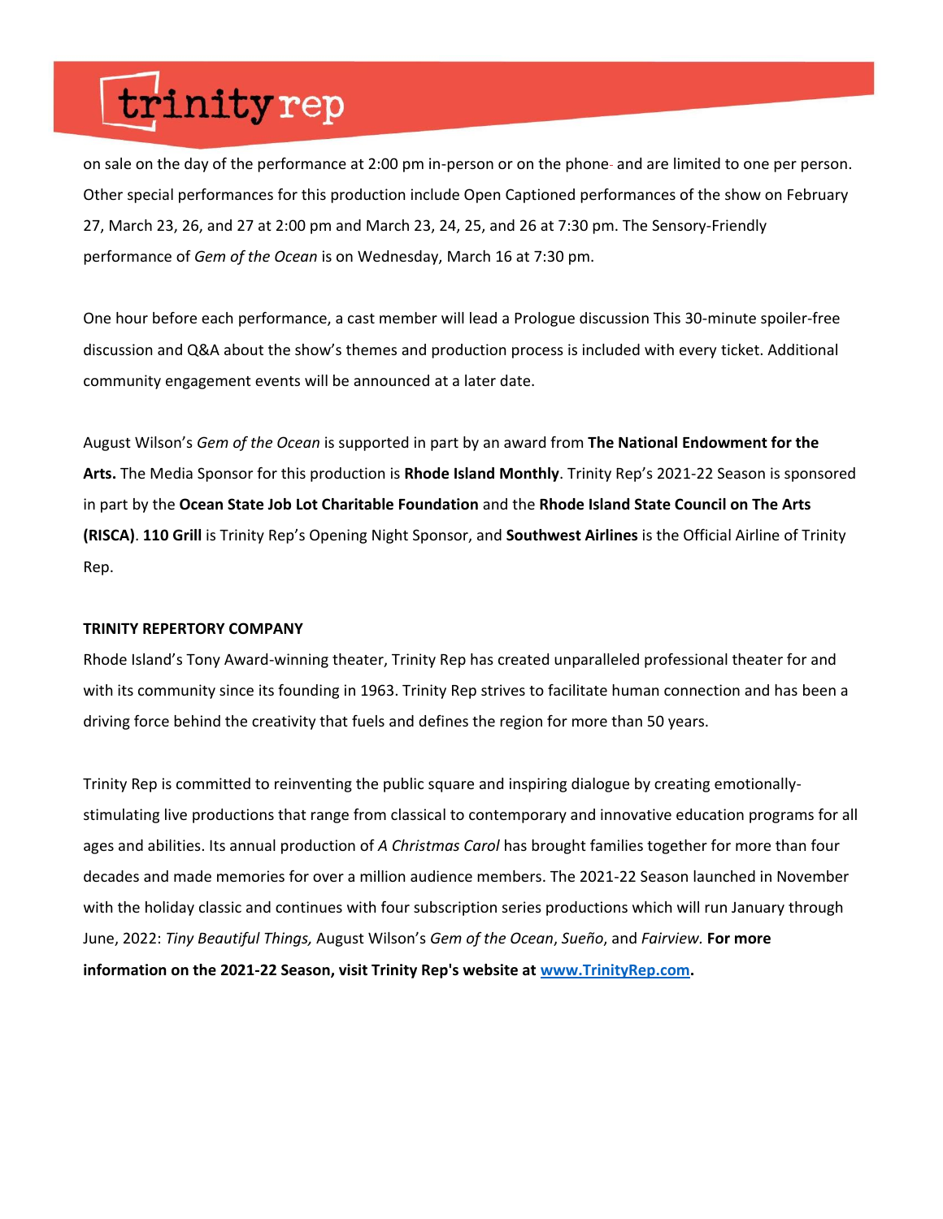on sale on the day of the performance at 2:00 pm in-person or on the phone and are limited to one per person. Other special performances for this production include Open Captioned performances of the show on February 27, March 23, 26, and 27 at 2:00 pm and March 23, 24, 25, and 26 at 7:30 pm. The Sensory-Friendly performance of *Gem of the Ocean* is on Wednesday, March 16 at 7:30 pm.

One hour before each performance, a cast member will lead a Prologue discussion This 30-minute spoiler-free discussion and Q&A about the show's themes and production process is included with every ticket. Additional community engagement events will be announced at a later date.

August Wilson's *Gem of the Ocean* is supported in part by an award from **The National Endowment for the Arts.** The Media Sponsor for this production is **Rhode Island Monthly**. Trinity Rep's 2021-22 Season is sponsored in part by the **Ocean State Job Lot Charitable Foundation** and the **Rhode Island State Council on The Arts (RISCA)**. **110 Grill** is Trinity Rep's Opening Night Sponsor, and **Southwest Airlines** is the Official Airline of Trinity Rep.

**TRINITY REPERTORY COMPANY**

Rhode Island's Tony Award-winning theater, Trinity Rep has created unparalleled professional theater for and with its community since its founding in 1963. Trinity Rep strives to facilitate human connection and has been a driving force behind the creativity that fuels and defines the region for more than 50 years.

Trinity Rep is committed to reinventing the public square and inspiring dialogue by creating emotionally-stimulating live productions that range from classical to contemporary and innovative education programs for all ages and abilities. Its annual production of *A Christmas Carol* has brought families together for more than four decades and made memories for over a million audience members. The 2021-22 Season launched in November with the holiday classic and continues with four subscription series productions which will run January through June, 2022: *Tiny Beautiful Things,* August Wilson's *Gem of the Ocean*, *Sueño*, and *Fairview.* **For more information on the 2021-22 Season, visit Trinity Rep's website at [www.TrinityRep.com](http://www.TrinityRep.com).**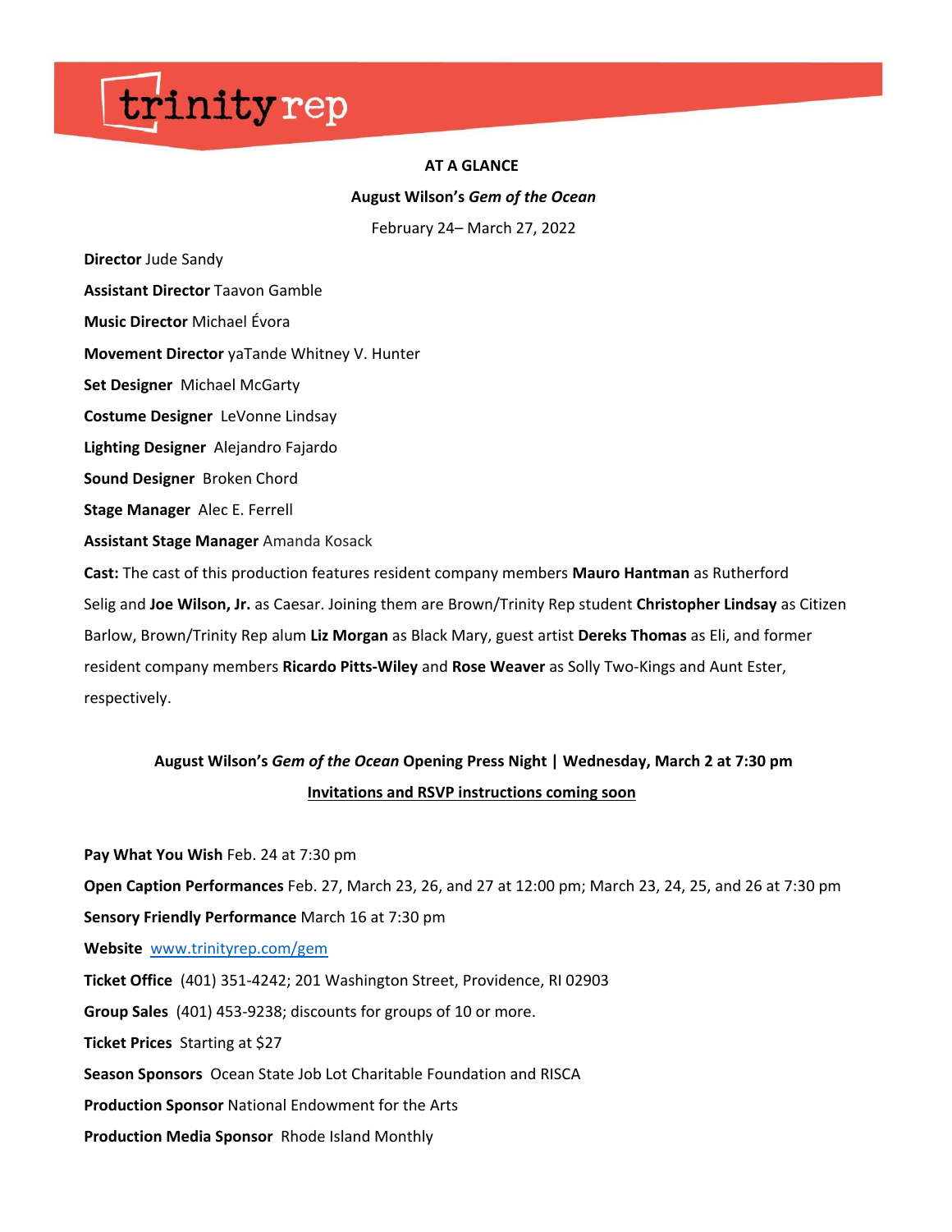trinity rep

**AT A GLANCE**

**August Wilson's *Gem of the Ocean***

February 24– March 27, 2022

**Director** Jude Sandy

**Assistant Director** Taavon Gamble

**Music Director** Michael Évora

**Movement Director** yaTande Whitney V. Hunter

**Set Designer** Michael McGarty

**Costume Designer** LeVonne Lindsay

**Lighting Designer** Alejandro Fajardo

**Sound Designer** Broken Chord

**Stage Manager** Alec E. Ferrell

**Assistant Stage Manager** Amanda Kosack

**Cast:** The cast of this production features resident company members **Mauro Hantman** as Rutherford Selig and **Joe Wilson, Jr.** as Caesar. Joining them are Brown/Trinity Rep student **Christopher Lindsay** as Citizen Barlow, Brown/Trinity Rep alum **Liz Morgan** as Black Mary, guest artist **Dereks Thomas** as Eli, and former resident company members **Ricardo Pitts-Wiley** and **Rose Weaver** as Solly Two-Kings and Aunt Ester, respectively.

**August Wilson's *Gem of the Ocean* Opening Press Night | Wednesday, March 2 at 7:30 pm**

**Invitations and RSVP instructions coming soon**

**Pay What You Wish** Feb. 24 at 7:30 pm

**Open Caption Performances** Feb. 27, March 23, 26, and 27 at 12:00 pm; March 23, 24, 25, and 26 at 7:30 pm

**Sensory Friendly Performance** March 16 at 7:30 pm

**Website** [www.trinityrep.com/gem](http://www.trinityrep.com/gem)

**Ticket Office** (401) 351-4242; 201 Washington Street, Providence, RI 02903

**Group Sales** (401) 453-9238; discounts for groups of 10 or more.

**Ticket Prices** Starting at $27

**Season Sponsors** Ocean State Job Lot Charitable Foundation and RISCA

**Production Sponsor** National Endowment for the Arts

**Production Media Sponsor** Rhode Island Monthly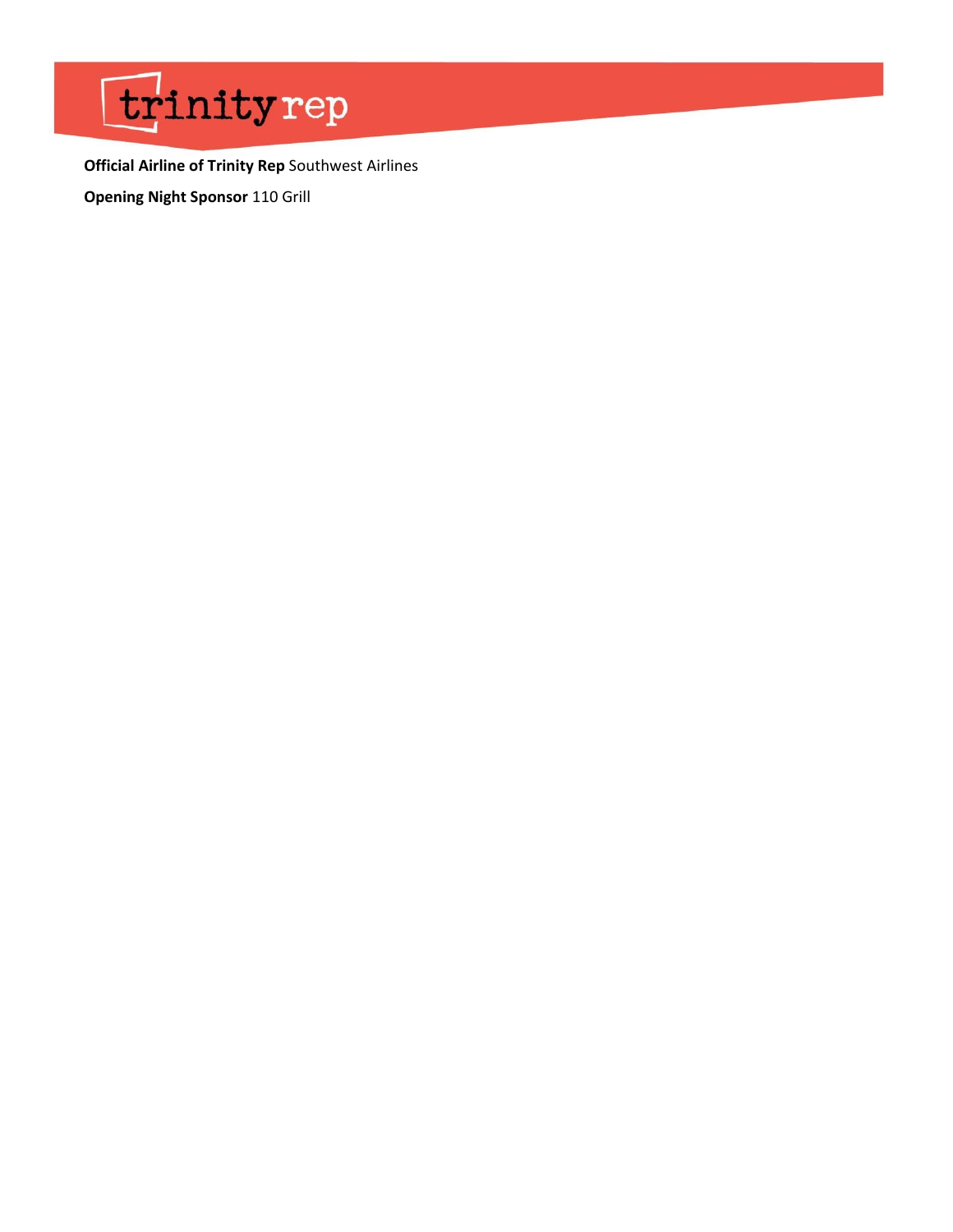**Official Airline of Trinity Rep** Southwest Airlines

**Opening Night Sponsor** 110 Grill